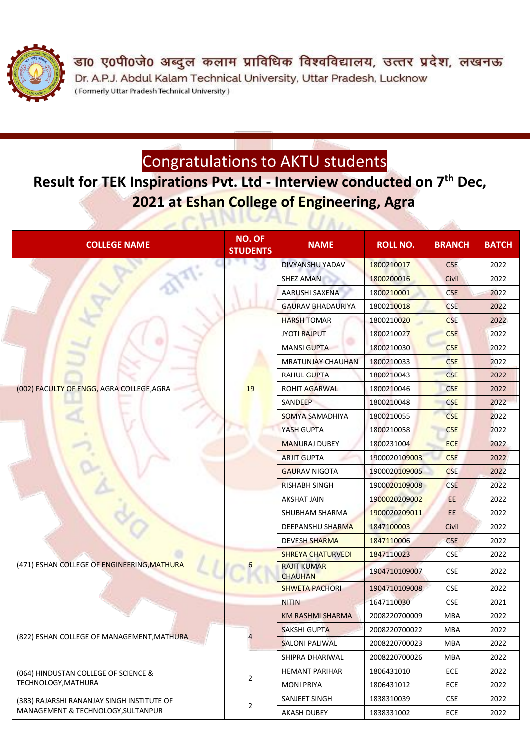डा० ए०पी०जे० अब्दुल कलाम प्राविधिक विश्वविद्यालय, उत्तर प्रदेश, लखनऊ

Dr. A.P.J. Abdul Kalam Technical University, Uttar Pradesh, Lucknow

( Formerly Uttar Pradesh Technical University )

# Congratulations to AKTU students

## Result for TEK Inspirations Pvt. Ltd - Interview conducted on 7th Dec, 2021 at Eshan College of Engineering, Agra

| COLLEGE NAME | NO. OF STUDENTS | NAME | ROLL NO. | BRANCH | BATCH |
|---|---|---|---|---|---|
| (002) FACULTY OF ENGG, AGRA COLLEGE,AGRA | 19 | DIVYANSHU YADAV | 1800210017 | CSE | 2022 |
| | | SHEZ AMAN | 1800200016 | Civil | 2022 |
| | | AARUSHI SAXENA | 1800210001 | CSE | 2022 |
| | | GAURAV BHADAURIYA | 1800210018 | CSE | 2022 |
| | | HARSH TOMAR | 1800210020 | CSE | 2022 |
| | | JYOTI RAJPUT | 1800210027 | CSE | 2022 |
| | | MANSI GUPTA | 1800210030 | CSE | 2022 |
| | | MRATUNJAY CHAUHAN | 1800210033 | CSE | 2022 |
| | | RAHUL GUPTA | 1800210043 | CSE | 2022 |
| | | ROHIT AGARWAL | 1800210046 | CSE | 2022 |
| | | SANDEEP | 1800210048 | CSE | 2022 |
| | | SOMYA SAMADHIYA | 1800210055 | CSE | 2022 |
| | | YASH GUPTA | 1800210058 | CSE | 2022 |
| | | MANURAJ DUBEY | 1800231004 | ECE | 2022 |
| | | ARJIT GUPTA | 1900020109003 | CSE | 2022 |
| | | GAURAV NIGOTA | 1900020109005 | CSE | 2022 |
| | | RISHABH SINGH | 1900020109008 | CSE | 2022 |
| | | AKSHAT JAIN | 1900020209002 | EE | 2022 |
| | | SHUBHAM SHARMA | 1900020209011 | EE | 2022 |
| (471) ESHAN COLLEGE OF ENGINEERING,MATHURA | 6 | DEEPANSHU SHARMA | 1847100003 | Civil | 2022 |
| | | DEVESH SHARMA | 1847110006 | CSE | 2022 |
| | | SHREYA CHATURVEDI | 1847110023 | CSE | 2022 |
| | | RAJIT KUMAR CHAUHAN | 1904710109007 | CSE | 2022 |
| | | SHWETA PACHORI | 1904710109008 | CSE | 2022 |
| | | NITIN | 1647110030 | CSE | 2021 |
| (822) ESHAN COLLEGE OF MANAGEMENT,MATHURA | 4 | KM RASHMI SHARMA | 2008220700009 | MBA | 2022 |
| | | SAKSHI GUPTA | 2008220700022 | MBA | 2022 |
| | | SALONI PALIWAL | 2008220700023 | MBA | 2022 |
| | | SHIPRA DHARIWAL | 2008220700026 | MBA | 2022 |
| (064) HINDUSTAN COLLEGE OF SCIENCE & TECHNOLOGY,MATHURA | 2 | HEMANT PARIHAR | 1806431010 | ECE | 2022 |
| | | MONI PRIYA | 1806431012 | ECE | 2022 |
| (383) RAJARSHI RANANJAY SINGH INSTITUTE OF MANAGEMENT & TECHNOLOGY,SULTANPUR | 2 | SANJEET SINGH | 1838310039 | CSE | 2022 |
| | | AKASH DUBEY | 1838331002 | ECE | 2022 |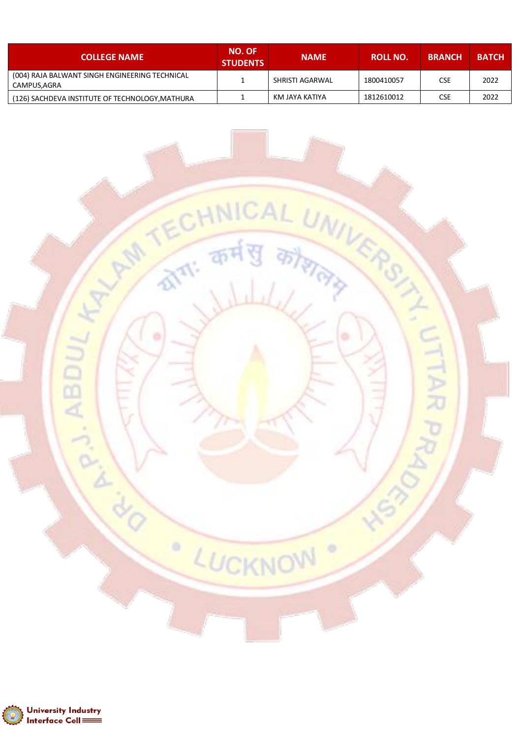| COLLEGE NAME | NO. OF STUDENTS | NAME | ROLL NO. | BRANCH | BATCH |
|---|---|---|---|---|---|
| (004) RAJA BALWANT SINGH ENGINEERING TECHNICAL CAMPUS,AGRA | 1 | SHRISTI AGARWAL | 1800410057 | CSE | 2022 |
| (126) SACHDEVA INSTITUTE OF TECHNOLOGY,MATHURA | 1 | KM JAYA KATIYA | 1812610012 | CSE | 2022 |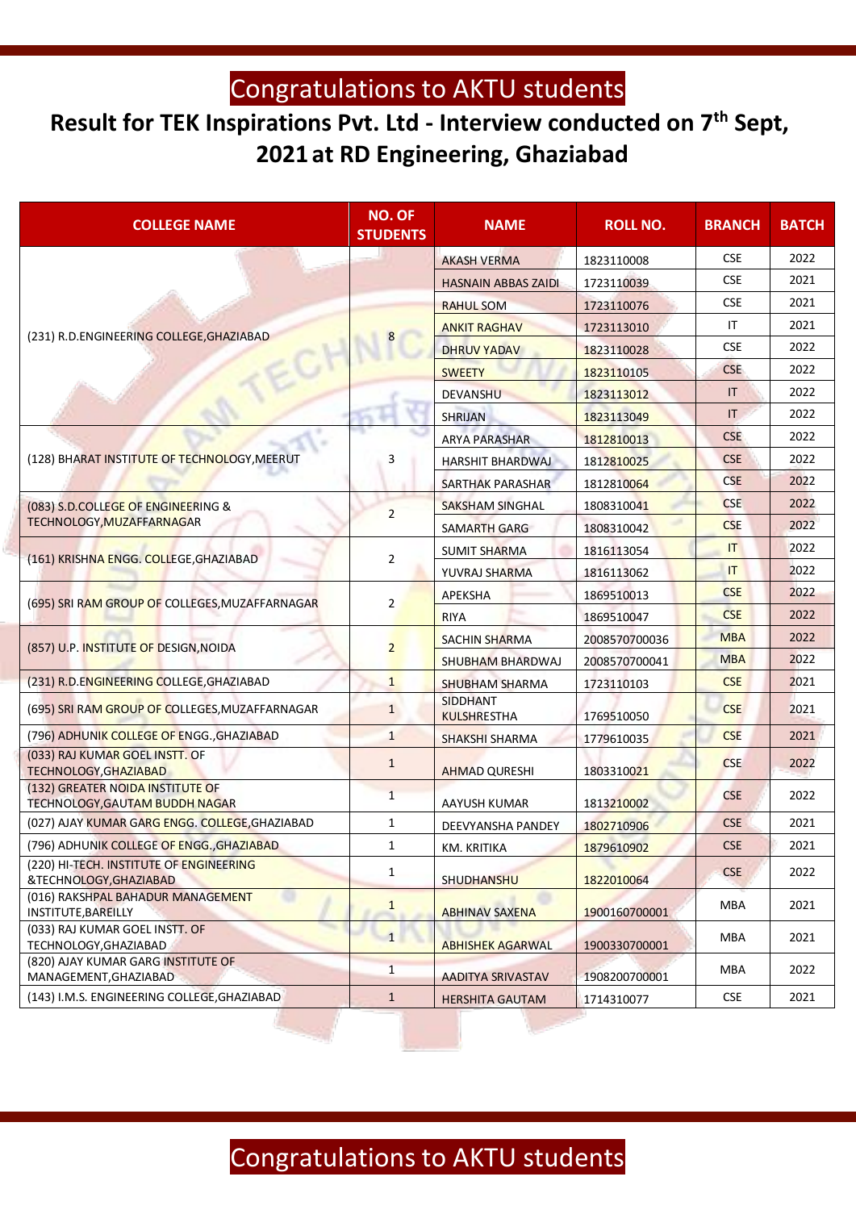# Congratulations to AKTU students

## Result for TEK Inspirations Pvt. Ltd - Interview conducted on 7th Sept, 2021 at RD Engineering, Ghaziabad

| COLLEGE NAME | NO. OF STUDENTS | NAME | ROLL NO. | BRANCH | BATCH |
|---|---|---|---|---|---|
| (231) R.D.ENGINEERING COLLEGE,GHAZIABAD | 8 | AKASH VERMA | 1823110008 | CSE | 2022 |
| | | HASNAIN ABBAS ZAIDI | 1723110039 | CSE | 2021 |
| | | RAHUL SOM | 1723110076 | CSE | 2021 |
| | | ANKIT RAGHAV | 1723113010 | IT | 2021 |
| | | DHRUV YADAV | 1823110028 | CSE | 2022 |
| | | SWEETY | 1823110105 | CSE | 2022 |
| | | DEVANSHU | 1823113012 | IT | 2022 |
| | | SHRIJAN | 1823113049 | IT | 2022 |
| (128) BHARAT INSTITUTE OF TECHNOLOGY,MEERUT | 3 | ARYA PARASHAR | 1812810013 | CSE | 2022 |
| | | HARSHIT BHARDWAJ | 1812810025 | CSE | 2022 |
| | | SARTHAK PARASHAR | 1812810064 | CSE | 2022 |
| (083) S.D.COLLEGE OF ENGINEERING & TECHNOLOGY,MUZAFFARNAGAR | 2 | SAKSHAM SINGHAL | 1808310041 | CSE | 2022 |
| | | SAMARTH GARG | 1808310042 | CSE | 2022 |
| (161) KRISHNA ENGG. COLLEGE,GHAZIABAD | 2 | SUMIT SHARMA | 1816113054 | IT | 2022 |
| | | YUVRAJ SHARMA | 1816113062 | IT | 2022 |
| (695) SRI RAM GROUP OF COLLEGES,MUZAFFARNAGAR | 2 | APEKSHA | 1869510013 | CSE | 2022 |
| | | RIYA | 1869510047 | CSE | 2022 |
| (857) U.P. INSTITUTE OF DESIGN,NOIDA | 2 | SACHIN SHARMA | 2008570700036 | MBA | 2022 |
| | | SHUBHAM BHARDWAJ | 2008570700041 | MBA | 2022 |
| (231) R.D.ENGINEERING COLLEGE,GHAZIABAD | 1 | SHUBHAM SHARMA | 1723110103 | CSE | 2021 |
| (695) SRI RAM GROUP OF COLLEGES,MUZAFFARNAGAR | 1 | SIDDHANT KULSHRESTHA | 1769510050 | CSE | 2021 |
| (796) ADHUNIK COLLEGE OF ENGG.,GHAZIABAD | 1 | SHAKSHI SHARMA | 1779610035 | CSE | 2021 |
| (033) RAJ KUMAR GOEL INSTT. OF TECHNOLOGY,GHAZIABAD | 1 | AHMAD QURESHI | 1803310021 | CSE | 2022 |
| (132) GREATER NOIDA INSTITUTE OF TECHNOLOGY,GAUTAM BUDDH NAGAR | 1 | AAYUSH KUMAR | 1813210002 | CSE | 2022 |
| (027) AJAY KUMAR GARG ENGG. COLLEGE,GHAZIABAD | 1 | DEEVYANSHA PANDEY | 1802710906 | CSE | 2021 |
| (796) ADHUNIK COLLEGE OF ENGG.,GHAZIABAD | 1 | KM. KRITIKA | 1879610902 | CSE | 2021 |
| (220) HI-TECH. INSTITUTE OF ENGINEERING &TECHNOLOGY,GHAZIABAD | 1 | SHUDHANSHU | 1822010064 | CSE | 2022 |
| (016) RAKSHPAL BAHADUR MANAGEMENT INSTITUTE,BAREILLY | 1 | ABHINAV SAXENA | 1900160700001 | MBA | 2021 |
| (033) RAJ KUMAR GOEL INSTT. OF TECHNOLOGY,GHAZIABAD | 1 | ABHISHEK AGARWAL | 1900330700001 | MBA | 2021 |
| (820) AJAY KUMAR GARG INSTITUTE OF MANAGEMENT,GHAZIABAD | 1 | AADITYA SRIVASTAV | 1908200700001 | MBA | 2022 |
| (143) I.M.S. ENGINEERING COLLEGE,GHAZIABAD | 1 | HERSHITA GAUTAM | 1714310077 | CSE | 2021 |

Congratulations to AKTU students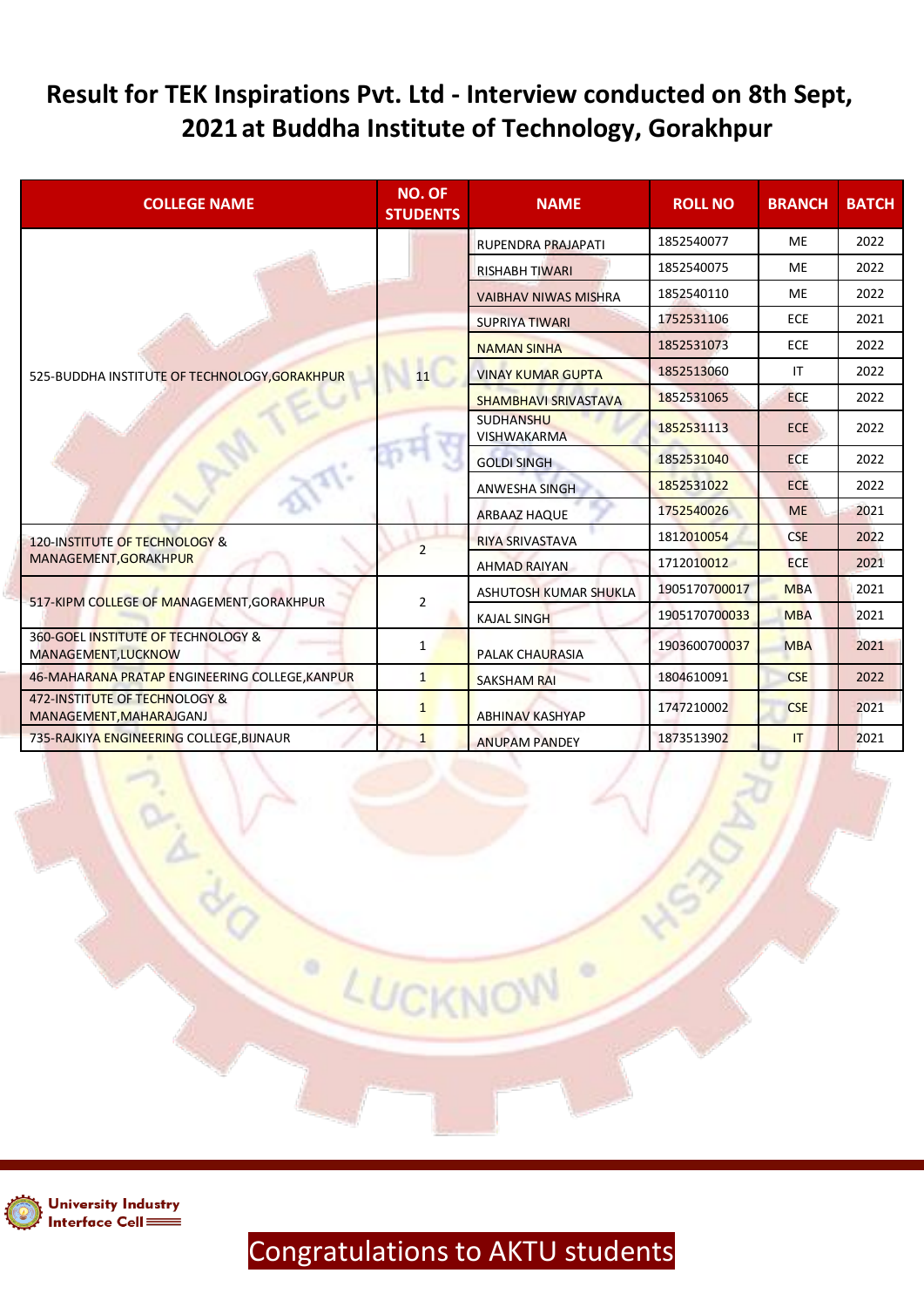# Result for TEK Inspirations Pvt. Ltd - Interview conducted on 8th Sept, 2021 at Buddha Institute of Technology, Gorakhpur

| COLLEGE NAME | NO. OF STUDENTS | NAME | ROLL NO | BRANCH | BATCH |
|---|---|---|---|---|---|
| 525-BUDDHA INSTITUTE OF TECHNOLOGY,GORAKHPUR | 11 | RUPENDRA PRAJAPATI | 1852540077 | ME | 2022 |
| | | RISHABH TIWARI | 1852540075 | ME | 2022 |
| | | VAIBHAV NIWAS MISHRA | 1852540110 | ME | 2022 |
| | | SUPRIYA TIWARI | 1752531106 | ECE | 2021 |
| | | NAMAN SINHA | 1852531073 | ECE | 2022 |
| | | VINAY KUMAR GUPTA | 1852513060 | IT | 2022 |
| | | SHAMBHAVI SRIVASTAVA | 1852531065 | ECE | 2022 |
| | | SUDHANSHU VISHWAKARMA | 1852531113 | ECE | 2022 |
| | | GOLDI SINGH | 1852531040 | ECE | 2022 |
| | | ANWESHA SINGH | 1852531022 | ECE | 2022 |
| | | ARBAAZ HAQUE | 1752540026 | ME | 2021 |
| 120-INSTITUTE OF TECHNOLOGY & MANAGEMENT,GORAKHPUR | 2 | RIYA SRIVASTAVA | 1812010054 | CSE | 2022 |
| | | AHMAD RAIYAN | 1712010012 | ECE | 2021 |
| 517-KIPM COLLEGE OF MANAGEMENT,GORAKHPUR | 2 | ASHUTOSH KUMAR SHUKLA | 1905170700017 | MBA | 2021 |
| | | KAJAL SINGH | 1905170700033 | MBA | 2021 |
| 360-GOEL INSTITUTE OF TECHNOLOGY & MANAGEMENT,LUCKNOW | 1 | PALAK CHAURASIA | 1903600700037 | MBA | 2021 |
| 46-MAHARANA PRATAP ENGINEERING COLLEGE,KANPUR | 1 | SAKSHAM RAI | 1804610091 | CSE | 2022 |
| 472-INSTITUTE OF TECHNOLOGY & MANAGEMENT,MAHARAJGANJ | 1 | ABHINAV KASHYAP | 1747210002 | CSE | 2021 |
| 735-RAJKIYA ENGINEERING COLLEGE,BIJNAUR | 1 | ANUPAM PANDEY | 1873513902 | IT | 2021 |

University Industry Interface Cell

Congratulations to AKTU students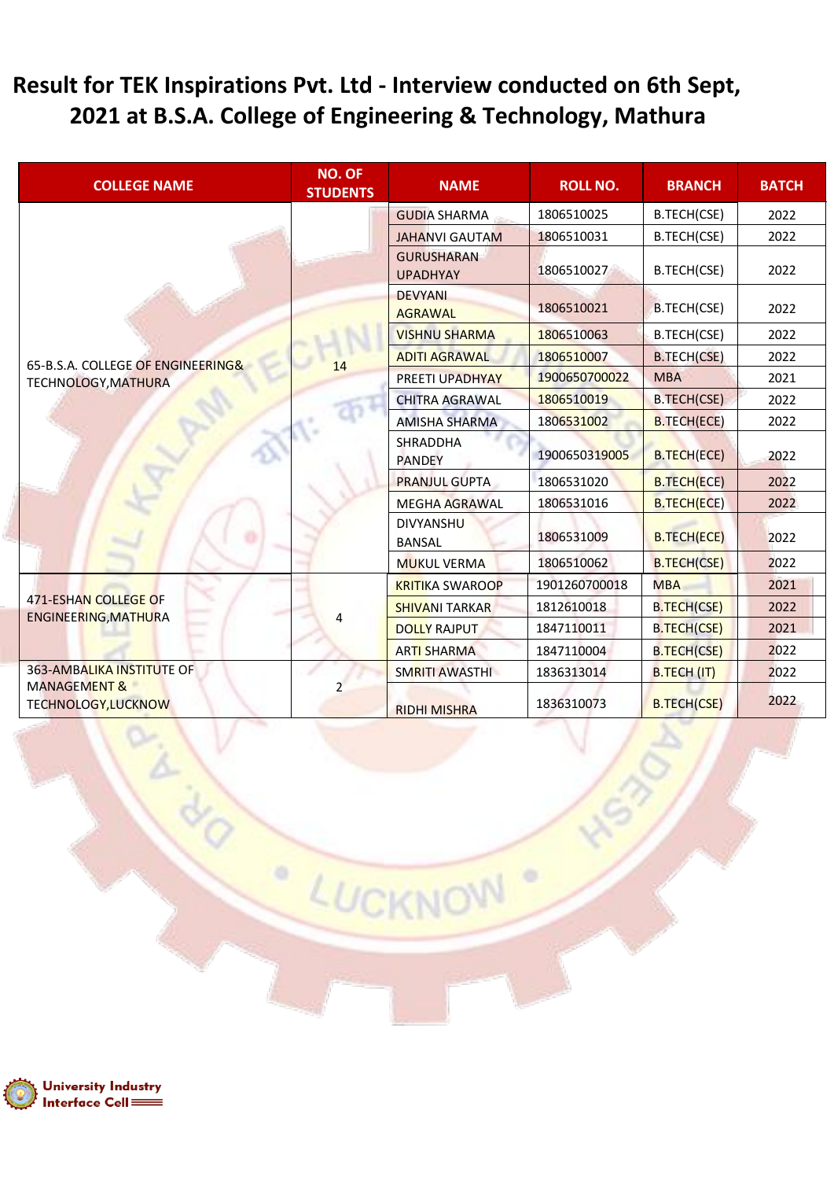# Result for TEK Inspirations Pvt. Ltd - Interview conducted on 6th Sept, 2021 at B.S.A. College of Engineering & Technology, Mathura

| COLLEGE NAME | NO. OF STUDENTS | NAME | ROLL NO. | BRANCH | BATCH |
|---|---|---|---|---|---|
| 65-B.S.A. COLLEGE OF ENGINEERING& TECHNOLOGY,MATHURA | 14 | GUDIA SHARMA | 1806510025 | B.TECH(CSE) | 2022 |
| | | JAHANVI GAUTAM | 1806510031 | B.TECH(CSE) | 2022 |
| | | GURUSHARAN UPADHYAY | 1806510027 | B.TECH(CSE) | 2022 |
| | | DEVYANI AGRAWAL | 1806510021 | B.TECH(CSE) | 2022 |
| | | VISHNU SHARMA | 1806510063 | B.TECH(CSE) | 2022 |
| | | ADITI AGRAWAL | 1806510007 | B.TECH(CSE) | 2022 |
| | | PREETI UPADHYAY | 1900650700022 | MBA | 2021 |
| | | CHITRA AGRAWAL | 1806510019 | B.TECH(CSE) | 2022 |
| | | AMISHA SHARMA | 1806531002 | B.TECH(ECE) | 2022 |
| | | SHRADDHA PANDEY | 1900650319005 | B.TECH(ECE) | 2022 |
| | | PRANJUL GUPTA | 1806531020 | B.TECH(ECE) | 2022 |
| | | MEGHA AGRAWAL | 1806531016 | B.TECH(ECE) | 2022 |
| | | DIVYANSHU BANSAL | 1806531009 | B.TECH(ECE) | 2022 |
| | | MUKUL VERMA | 1806510062 | B.TECH(CSE) | 2022 |
| 471-ESHAN COLLEGE OF ENGINEERING,MATHURA | 4 | KRITIKA SWAROOP | 1901260700018 | MBA | 2021 |
| | | SHIVANI TARKAR | 1812610018 | B.TECH(CSE) | 2022 |
| | | DOLLY RAJPUT | 1847110011 | B.TECH(CSE) | 2021 |
| | | ARTI SHARMA | 1847110004 | B.TECH(CSE) | 2022 |
| 363-AMBALIKA INSTITUTE OF MANAGEMENT & TECHNOLOGY,LUCKNOW | 2 | SMRITI AWASTHI | 1836313014 | B.TECH (IT) | 2022 |
| | | RIDHI MISHRA | 1836310073 | B.TECH(CSE) | 2022 |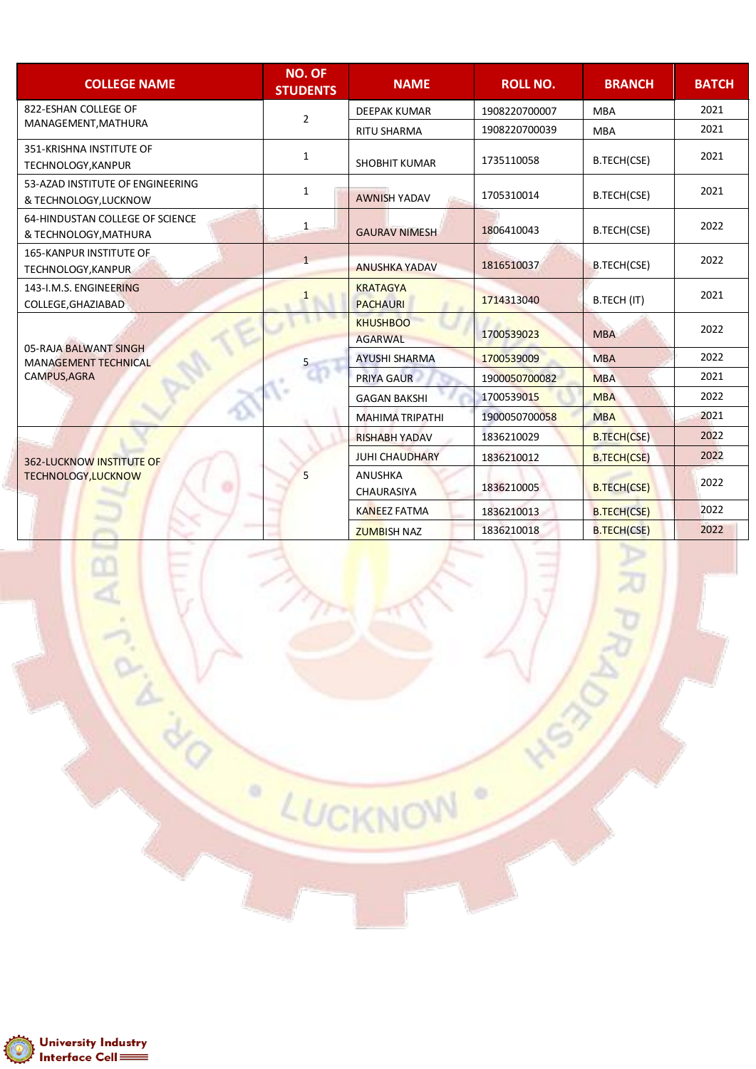| COLLEGE NAME | NO. OF STUDENTS | NAME | ROLL NO. | BRANCH | BATCH |
|---|---|---|---|---|---|
| 822-ESHAN COLLEGE OF MANAGEMENT,MATHURA | 2 | DEEPAK KUMAR | 1908220700007 | MBA | 2021 |
| | | RITU SHARMA | 1908220700039 | MBA | 2021 |
| 351-KRISHNA INSTITUTE OF TECHNOLOGY,KANPUR | 1 | SHOBHIT KUMAR | 1735110058 | B.TECH(CSE) | 2021 |
| 53-AZAD INSTITUTE OF ENGINEERING & TECHNOLOGY,LUCKNOW | 1 | AWNISH YADAV | 1705310014 | B.TECH(CSE) | 2021 |
| 64-HINDUSTAN COLLEGE OF SCIENCE & TECHNOLOGY,MATHURA | 1 | GAURAV NIMESH | 1806410043 | B.TECH(CSE) | 2022 |
| 165-KANPUR INSTITUTE OF TECHNOLOGY,KANPUR | 1 | ANUSHKA YADAV | 1816510037 | B.TECH(CSE) | 2022 |
| 143-I.M.S. ENGINEERING COLLEGE,GHAZIABAD | 1 | KRATAGYA PACHAURI | 1714313040 | B.TECH (IT) | 2021 |
| 05-RAJA BALWANT SINGH MANAGEMENT TECHNICAL CAMPUS,AGRA | 5 | KHUSHBOO AGARWAL | 1700539023 | MBA | 2022 |
| | | AYUSHI SHARMA | 1700539009 | MBA | 2022 |
| | | PRIYA GAUR | 1900050700082 | MBA | 2021 |
| | | GAGAN BAKSHI | 1700539015 | MBA | 2022 |
| | | MAHIMA TRIPATHI | 1900050700058 | MBA | 2021 |
| 362-LUCKNOW INSTITUTE OF TECHNOLOGY,LUCKNOW | 5 | RISHABH YADAV | 1836210029 | B.TECH(CSE) | 2022 |
| | | JUHI CHAUDHARY | 1836210012 | B.TECH(CSE) | 2022 |
| | | ANUSHKA CHAURASIYA | 1836210005 | B.TECH(CSE) | 2022 |
| | | KANEEZ FATMA | 1836210013 | B.TECH(CSE) | 2022 |
| | | ZUMBISH NAZ | 1836210018 | B.TECH(CSE) | 2022 |